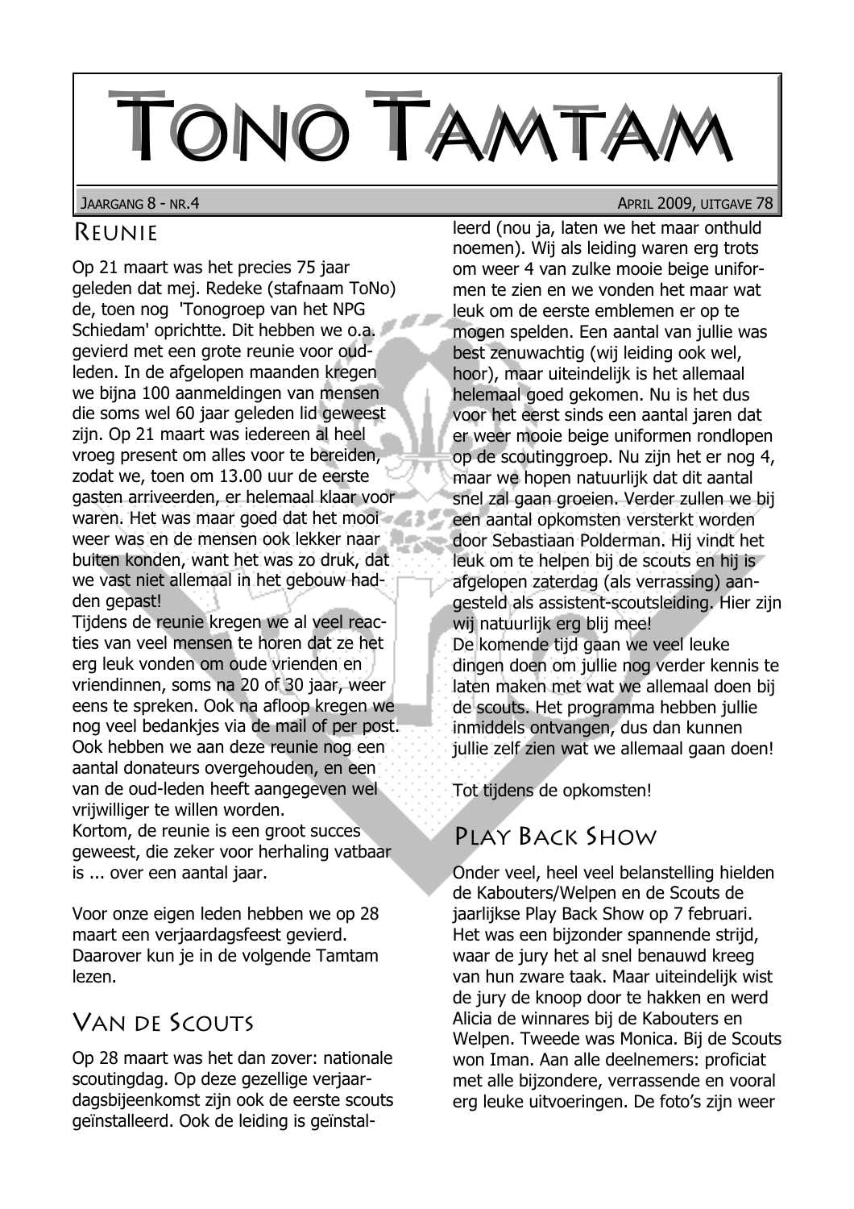# Tono Tamtam

Jaargang 8 - nr.4 April 2009, uitgave 78

## Reunie

Op 21 maart was het precies 75 jaar geleden dat mej. Redeke (stafnaam ToNo) de, toen nog 'Tonogroep van het NPG Schiedam' oprichtte. Dit hebben we o.a. gevierd met een grote reunie voor oud-leden. In de afgelopen maanden kregen we bijna 100 aanmeldingen van mensen die soms wel 60 jaar geleden lid geweest zijn. Op 21 maart was iedereen al heel vroeg present om alles voor te bereiden, zodat we, toen om 13.00 uur de eerste gasten arriveerden, er helemaal klaar voor waren. Het was maar goed dat het mooi weer was en de mensen ook lekker naar buiten konden, want het was zo druk, dat we vast niet allemaal in het gebouw hadden gepast!

Tijdens de reunie kregen we al veel reacties van veel mensen te horen dat ze het erg leuk vonden om oude vrienden en vriendinnen, soms na 20 of 30 jaar, weer eens te spreken. Ook na afloop kregen we nog veel bedankjes via de mail of per post. Ook hebben we aan deze reunie nog een aantal donateurs overgehouden, en een van de oud-leden heeft aangegeven wel vrijwilliger te willen worden.

Kortom, de reunie is een groot succes geweest, die zeker voor herhaling vatbaar is ... over een aantal jaar.

Voor onze eigen leden hebben we op 28 maart een verjaardagsfeest gevierd. Daarover kun je in de volgende Tamtam lezen.

## Van de Scouts

Op 28 maart was het dan zover: nationale scoutingdag. Op deze gezellige verjaardagsbijeenkomst zijn ook de eerste scouts geïnstalleerd. Ook de leiding is geïnstalleerd (nou ja, laten we het maar onthuld noemen). Wij als leiding waren erg trots om weer 4 van zulke mooie beige uniformen te zien en we vonden het maar wat leuk om de eerste emblemen er op te mogen spelden. Een aantal van jullie was best zenuwachtig (wij leiding ook wel, hoor), maar uiteindelijk is het allemaal helemaal goed gekomen. Nu is het dus voor het eerst sinds een aantal jaren dat er weer mooie beige uniformen rondlopen op de scoutinggroep. Nu zijn het er nog 4, maar we hopen natuurlijk dat dit aantal snel zal gaan groeien. Verder zullen we bij een aantal opkomsten versterkt worden door Sebastiaan Polderman. Hij vindt het leuk om te helpen bij de scouts en hij is afgelopen zaterdag (als verrassing) aangesteld als assistent-scoutsleiding. Hier zijn wij natuurlijk erg blij mee!

De komende tijd gaan we veel leuke dingen doen om jullie nog verder kennis te laten maken met wat we allemaal doen bij de scouts. Het programma hebben jullie inmiddels ontvangen, dus dan kunnen jullie zelf zien wat we allemaal gaan doen!

Tot tijdens de opkomsten!

## Play Back Show

Onder veel, heel veel belanstelling hielden de Kabouters/Welpen en de Scouts de jaarlijkse Play Back Show op 7 februari. Het was een bijzonder spannende strijd, waar de jury het al snel benauwd kreeg van hun zware taak. Maar uiteindelijk wist de jury de knoop door te hakken en werd Alicia de winnares bij de Kabouters en Welpen. Tweede was Monica. Bij de Scouts won Iman. Aan alle deelnemers: proficiat met alle bijzondere, verrassende en vooral erg leuke uitvoeringen. De foto's zijn weer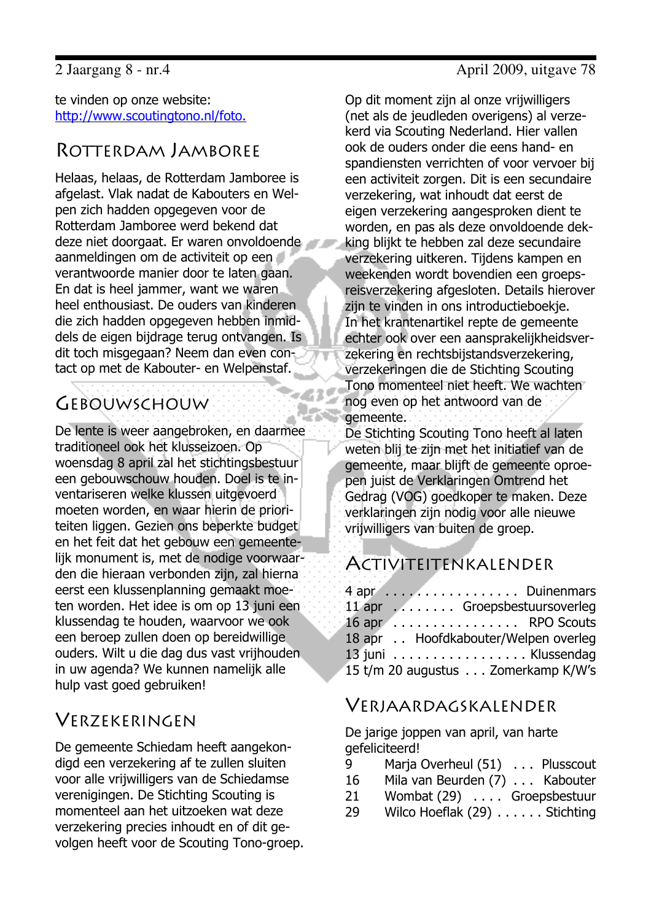te vinden op onze website: [http://www.scoutingtono.nl/foto.](http://www.scoutingtono.nl/foto.)

## Rotterdam Jamboree

Helaas, helaas, de Rotterdam Jamboree is afgelast. Vlak nadat de Kabouters en Welpen zich hadden opgegeven voor de Rotterdam Jamboree werd bekend dat deze niet doorgaat. Er waren onvoldoende aanmeldingen om de activiteit op een verantwoorde manier door te laten gaan. En dat is heel jammer, want we waren heel enthousiast. De ouders van kinderen die zich hadden opgegeven hebben inmiddels de eigen bijdrage terug ontvangen. Is dit toch misgegaan? Neem dan even contact op met de Kabouter- en Welpenstaf.

## Gebouwschouw

De lente is weer aangebroken, en daarmee traditioneel ook het klusseizoen. Op woensdag 8 april zal het stichtingsbestuur een gebouwschouw houden. Doel is te inventariseren welke klussen uitgevoerd moeten worden, en waar hierin de prioriteiten liggen. Gezien ons beperkte budget en het feit dat het gebouw een gemeentelijk monument is, met de nodige voorwaarden die hieraan verbonden zijn, zal hierna eerst een klussenplanning gemaakt moeten worden. Het idee is om op 13 juni een klussendag te houden, waarvoor we ook een beroep zullen doen op bereidwillige ouders. Wilt u die dag dus vast vrijhouden in uw agenda? We kunnen namelijk alle hulp vast goed gebruiken!

## Verzekeringen

De gemeente Schiedam heeft aangekondigd een verzekering af te zullen sluiten voor alle vrijwilligers van de Schiedamse verenigingen. De Stichting Scouting is momenteel aan het uitzoeken wat deze verzekering precies inhoudt en of dit gevolgen heeft voor de Scouting Tono-groep.

Op dit moment zijn al onze vrijwilligers (net als de jeudleden overigens) al verzekerd via Scouting Nederland. Hier vallen ook de ouders onder die eens hand- en spandiensten verrichten of voor vervoer bij een activiteit zorgen. Dit is een secundaire verzekering, wat inhoudt dat eerst de eigen verzekering aangesproken dient te worden, en pas als deze onvoldoende dekking blijkt te hebben zal deze secundaire verzekering uitkeren. Tijdens kampen en weekenden wordt bovendien een groepsreisverzekering afgesloten. Details hierover zijn te vinden in ons introductieboekje.

In het krantenartikel repte de gemeente echter ook over een aansprakelijkheidsverzekering en rechtsbijstandsverzekering, verzekeringen die de Stichting Scouting Tono momenteel niet heeft. We wachten nog even op het antwoord van de gemeente.

De Stichting Scouting Tono heeft al laten weten blij te zijn met het initiatief van de gemeente, maar blijft de gemeente oproepen juist de Verklaringen Omtrend het Gedrag (VOG) goedkoper te maken. Deze verklaringen zijn nodig voor alle nieuwe vrijwilligers van buiten de groep.

## Activiteitenkalender

| | |
|---|---|
| 4 apr | Duinenmars |
| 11 apr | Groepsbestuursoverleg |
| 16 apr | RPO Scouts |
| 18 apr | Hoofdkabouter/Welpen overleg |
| 13 juni | Klussendag |
| 15 t/m 20 augustus | Zomerkamp K/W's |

## Verjaardagskalender

De jarige joppen van april, van harte gefeliciteerd!

| | | |
|---|---|---|
| 9 | Marja Overheul (51) | Plusscout |
| 16 | Mila van Beurden (7) | Kabouter |
| 21 | Wombat (29) | Groepsbestuur |
| 29 | Wilco Hoeflak (29) | Stichting |